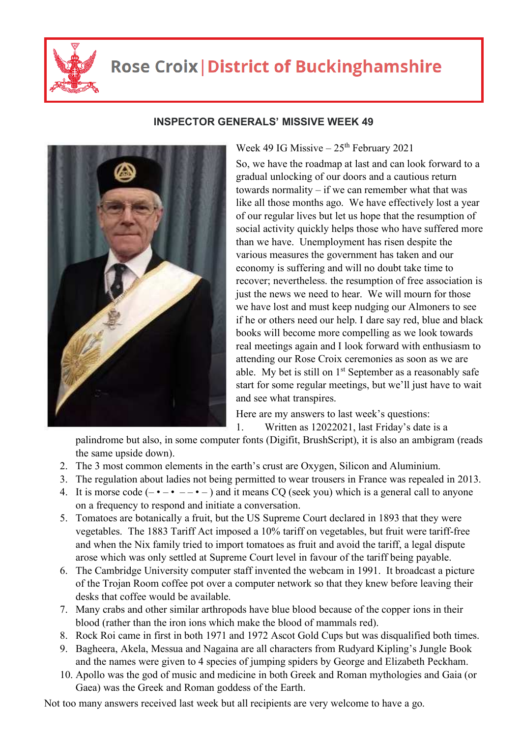# Rose Croix | District of Buckinghamshire

## INSPECTOR GENERALS' MISSIVE WEEK 49

Week 49 IG Missive – 25th February 2021

So, we have the roadmap at last and can look forward to a gradual unlocking of our doors and a cautious return towards normality – if we can remember what that was like all those months ago. We have effectively lost a year of our regular lives but let us hope that the resumption of social activity quickly helps those who have suffered more than we have. Unemployment has risen despite the various measures the government has taken and our economy is suffering and will no doubt take time to recover; nevertheless. the resumption of free association is just the news we need to hear. We will mourn for those we have lost and must keep nudging our Almoners to see if he or others need our help. I dare say red, blue and black books will become more compelling as we look towards real meetings again and I look forward with enthusiasm to attending our Rose Croix ceremonies as soon as we are able. My bet is still on 1st September as a reasonably safe start for some regular meetings, but we'll just have to wait and see what transpires.

Here are my answers to last week's questions:

1. Written as 12022021, last Friday's date is a palindrome but also, in some computer fonts (Digifit, BrushScript), it is also an ambigram (reads the same upside down).
2. The 3 most common elements in the earth's crust are Oxygen, Silicon and Aluminium.
3. The regulation about ladies not being permitted to wear trousers in France was repealed in 2013.
4. It is morse code (– • – •  – – • – ) and it means CQ (seek you) which is a general call to anyone on a frequency to respond and initiate a conversation.
5. Tomatoes are botanically a fruit, but the US Supreme Court declared in 1893 that they were vegetables. The 1883 Tariff Act imposed a 10% tariff on vegetables, but fruit were tariff-free and when the Nix family tried to import tomatoes as fruit and avoid the tariff, a legal dispute arose which was only settled at Supreme Court level in favour of the tariff being payable.
6. The Cambridge University computer staff invented the webcam in 1991. It broadcast a picture of the Trojan Room coffee pot over a computer network so that they knew before leaving their desks that coffee would be available.
7. Many crabs and other similar arthropods have blue blood because of the copper ions in their blood (rather than the iron ions which make the blood of mammals red).
8. Rock Roi came in first in both 1971 and 1972 Ascot Gold Cups but was disqualified both times.
9. Bagheera, Akela, Messua and Nagaina are all characters from Rudyard Kipling's Jungle Book and the names were given to 4 species of jumping spiders by George and Elizabeth Peckham.
10. Apollo was the god of music and medicine in both Greek and Roman mythologies and Gaia (or Gaea) was the Greek and Roman goddess of the Earth.

Not too many answers received last week but all recipients are very welcome to have a go.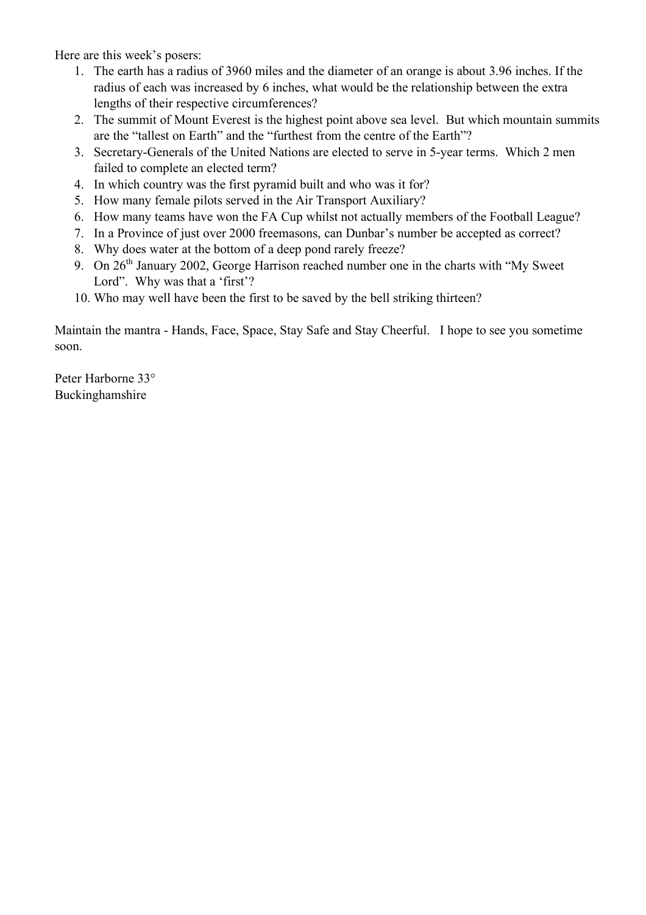Here are this week's posers:

1. The earth has a radius of 3960 miles and the diameter of an orange is about 3.96 inches. If the radius of each was increased by 6 inches, what would be the relationship between the extra lengths of their respective circumferences?
2. The summit of Mount Everest is the highest point above sea level. But which mountain summits are the "tallest on Earth" and the "furthest from the centre of the Earth"?
3. Secretary-Generals of the United Nations are elected to serve in 5-year terms. Which 2 men failed to complete an elected term?
4. In which country was the first pyramid built and who was it for?
5. How many female pilots served in the Air Transport Auxiliary?
6. How many teams have won the FA Cup whilst not actually members of the Football League?
7. In a Province of just over 2000 freemasons, can Dunbar's number be accepted as correct?
8. Why does water at the bottom of a deep pond rarely freeze?
9. On 26th January 2002, George Harrison reached number one in the charts with "My Sweet Lord". Why was that a 'first'?
10. Who may well have been the first to be saved by the bell striking thirteen?

Maintain the mantra - Hands, Face, Space, Stay Safe and Stay Cheerful. I hope to see you sometime soon.

Peter Harborne 33°
Buckinghamshire